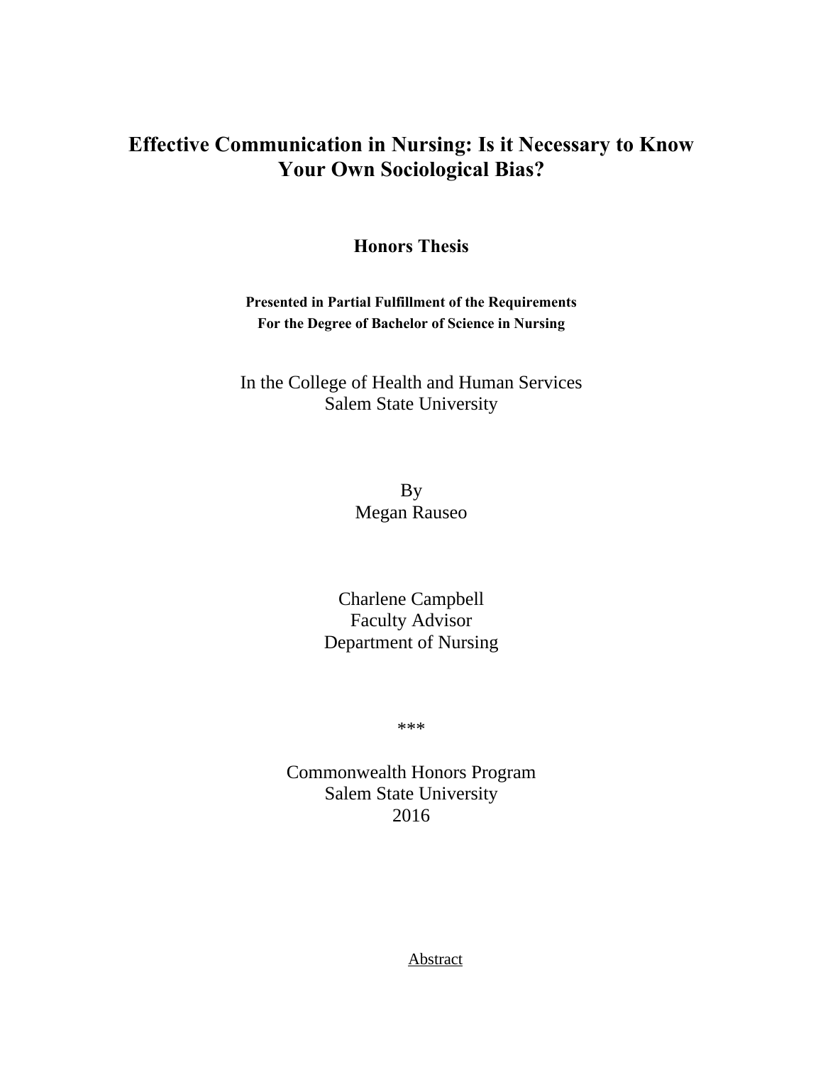# Effective Communication in Nursing: Is it Necessary to Know Your Own Sociological Bias?

## Honors Thesis

**Presented in Partial Fulfillment of the Requirements For the Degree of Bachelor of Science in Nursing**

In the College of Health and Human Services
Salem State University

By
Megan Rauseo

Charlene Campbell
Faculty Advisor
Department of Nursing

***

Commonwealth Honors Program
Salem State University
2016

Abstract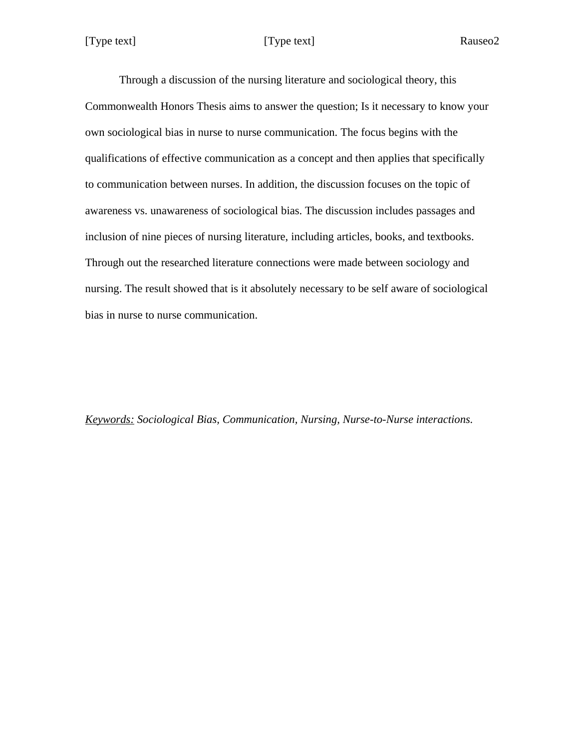Through a discussion of the nursing literature and sociological theory, this Commonwealth Honors Thesis aims to answer the question; Is it necessary to know your own sociological bias in nurse to nurse communication. The focus begins with the qualifications of effective communication as a concept and then applies that specifically to communication between nurses. In addition, the discussion focuses on the topic of awareness vs. unawareness of sociological bias. The discussion includes passages and inclusion of nine pieces of nursing literature, including articles, books, and textbooks. Through out the researched literature connections were made between sociology and nursing. The result showed that is it absolutely necessary to be self aware of sociological bias in nurse to nurse communication.

*Keywords:* *Sociological Bias, Communication, Nursing, Nurse-to-Nurse interactions.*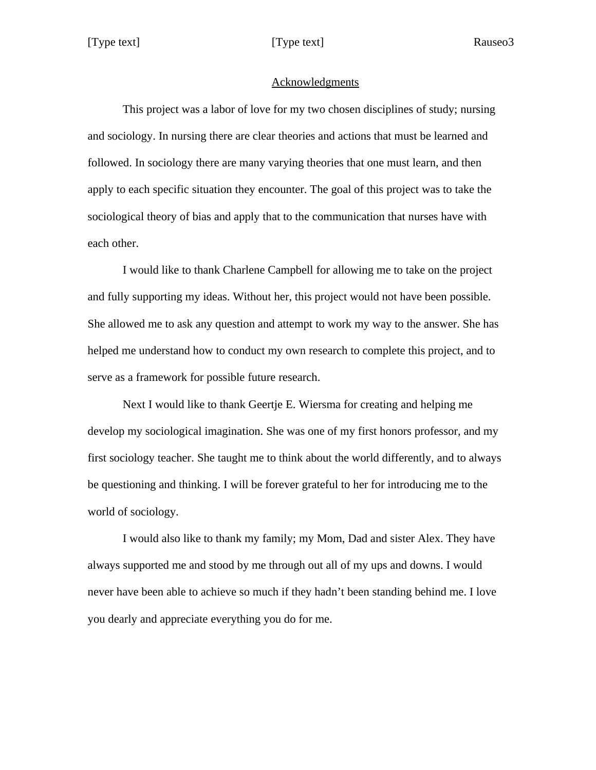## Acknowledgments

This project was a labor of love for my two chosen disciplines of study; nursing and sociology. In nursing there are clear theories and actions that must be learned and followed. In sociology there are many varying theories that one must learn, and then apply to each specific situation they encounter. The goal of this project was to take the sociological theory of bias and apply that to the communication that nurses have with each other.

I would like to thank Charlene Campbell for allowing me to take on the project and fully supporting my ideas. Without her, this project would not have been possible. She allowed me to ask any question and attempt to work my way to the answer. She has helped me understand how to conduct my own research to complete this project, and to serve as a framework for possible future research.

Next I would like to thank Geertje E. Wiersma for creating and helping me develop my sociological imagination. She was one of my first honors professor, and my first sociology teacher. She taught me to think about the world differently, and to always be questioning and thinking. I will be forever grateful to her for introducing me to the world of sociology.

I would also like to thank my family; my Mom, Dad and sister Alex. They have always supported me and stood by me through out all of my ups and downs. I would never have been able to achieve so much if they hadn't been standing behind me. I love you dearly and appreciate everything you do for me.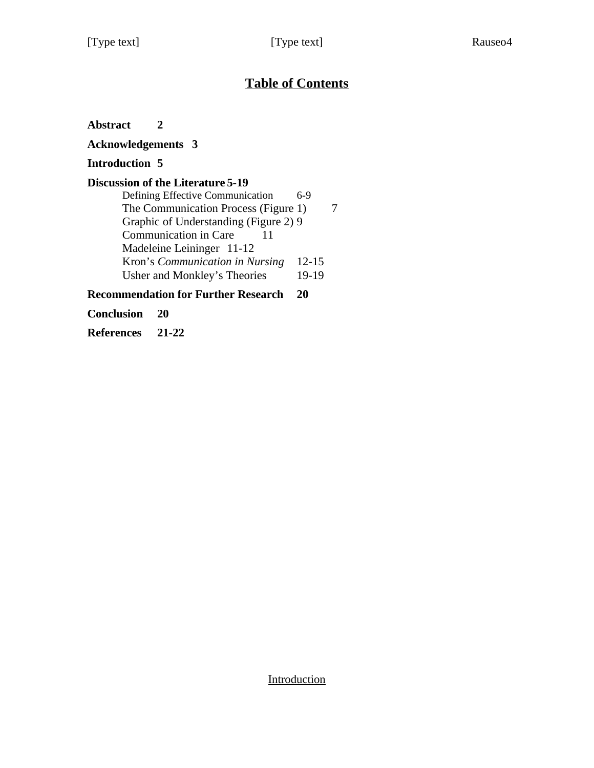# Table of Contents

**Abstract 2**

**Acknowledgements 3**

**Introduction 5**

**Discussion of the Literature 5-19**

- Defining Effective Communication 6-9
- The Communication Process (Figure 1) 7
- Graphic of Understanding (Figure 2) 9
- Communication in Care 11
- Madeleine Leininger 11-12
- Kron's *Communication in Nursing* 12-15
- Usher and Monkley's Theories 19-19

**Recommendation for Further Research 20**

**Conclusion 20**

**References 21-22**

Introduction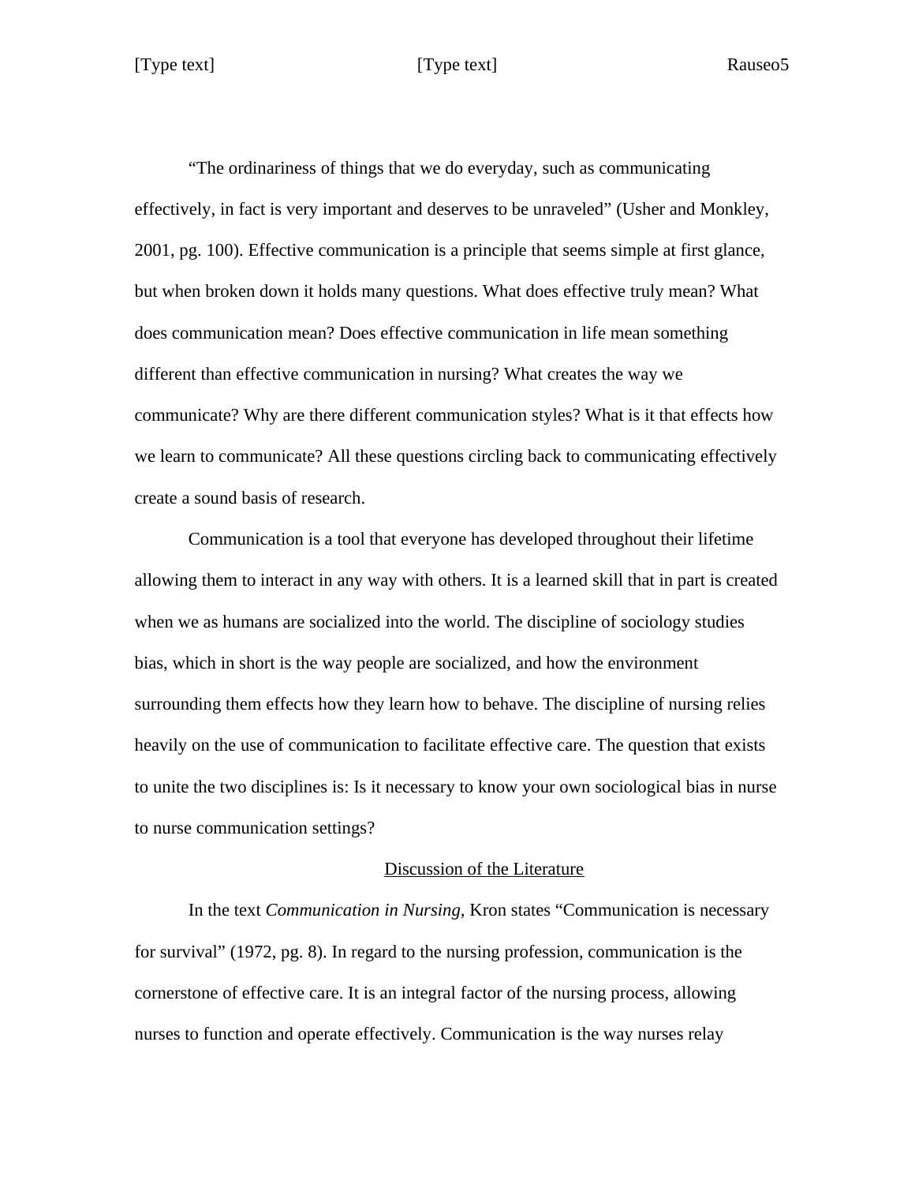"The ordinariness of things that we do everyday, such as communicating effectively, in fact is very important and deserves to be unraveled" (Usher and Monkley, 2001, pg. 100). Effective communication is a principle that seems simple at first glance, but when broken down it holds many questions. What does effective truly mean? What does communication mean? Does effective communication in life mean something different than effective communication in nursing? What creates the way we communicate? Why are there different communication styles? What is it that effects how we learn to communicate? All these questions circling back to communicating effectively create a sound basis of research.

Communication is a tool that everyone has developed throughout their lifetime allowing them to interact in any way with others. It is a learned skill that in part is created when we as humans are socialized into the world. The discipline of sociology studies bias, which in short is the way people are socialized, and how the environment surrounding them effects how they learn how to behave. The discipline of nursing relies heavily on the use of communication to facilitate effective care. The question that exists to unite the two disciplines is: Is it necessary to know your own sociological bias in nurse to nurse communication settings?

## Discussion of the Literature

In the text *Communication in Nursing*, Kron states "Communication is necessary for survival" (1972, pg. 8). In regard to the nursing profession, communication is the cornerstone of effective care. It is an integral factor of the nursing process, allowing nurses to function and operate effectively. Communication is the way nurses relay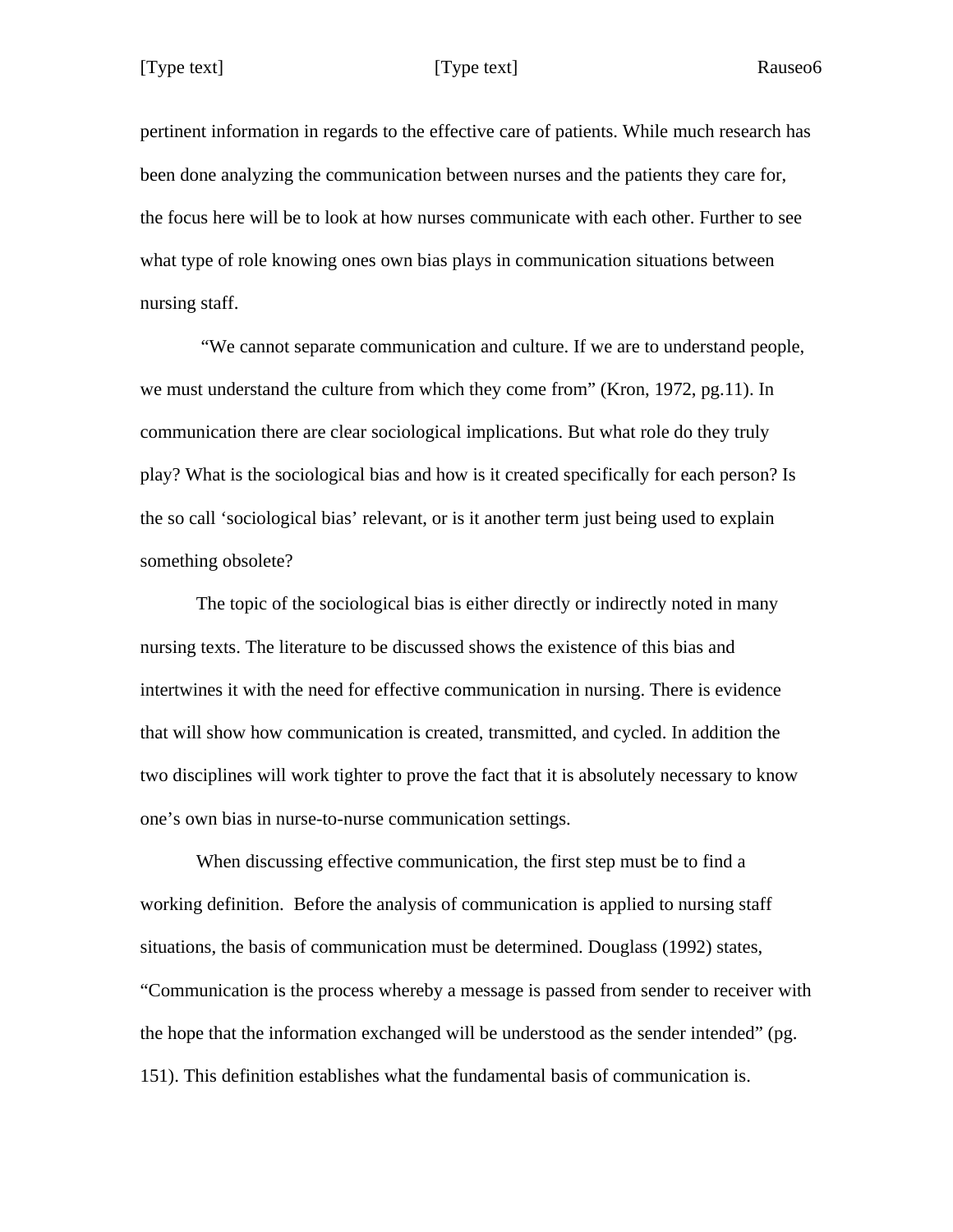pertinent information in regards to the effective care of patients. While much research has been done analyzing the communication between nurses and the patients they care for, the focus here will be to look at how nurses communicate with each other. Further to see what type of role knowing ones own bias plays in communication situations between nursing staff.

"We cannot separate communication and culture. If we are to understand people, we must understand the culture from which they come from" (Kron, 1972, pg.11). In communication there are clear sociological implications. But what role do they truly play? What is the sociological bias and how is it created specifically for each person? Is the so call 'sociological bias' relevant, or is it another term just being used to explain something obsolete?

The topic of the sociological bias is either directly or indirectly noted in many nursing texts. The literature to be discussed shows the existence of this bias and intertwines it with the need for effective communication in nursing. There is evidence that will show how communication is created, transmitted, and cycled. In addition the two disciplines will work tighter to prove the fact that it is absolutely necessary to know one's own bias in nurse-to-nurse communication settings.

When discussing effective communication, the first step must be to find a working definition. Before the analysis of communication is applied to nursing staff situations, the basis of communication must be determined. Douglass (1992) states, "Communication is the process whereby a message is passed from sender to receiver with the hope that the information exchanged will be understood as the sender intended" (pg. 151). This definition establishes what the fundamental basis of communication is.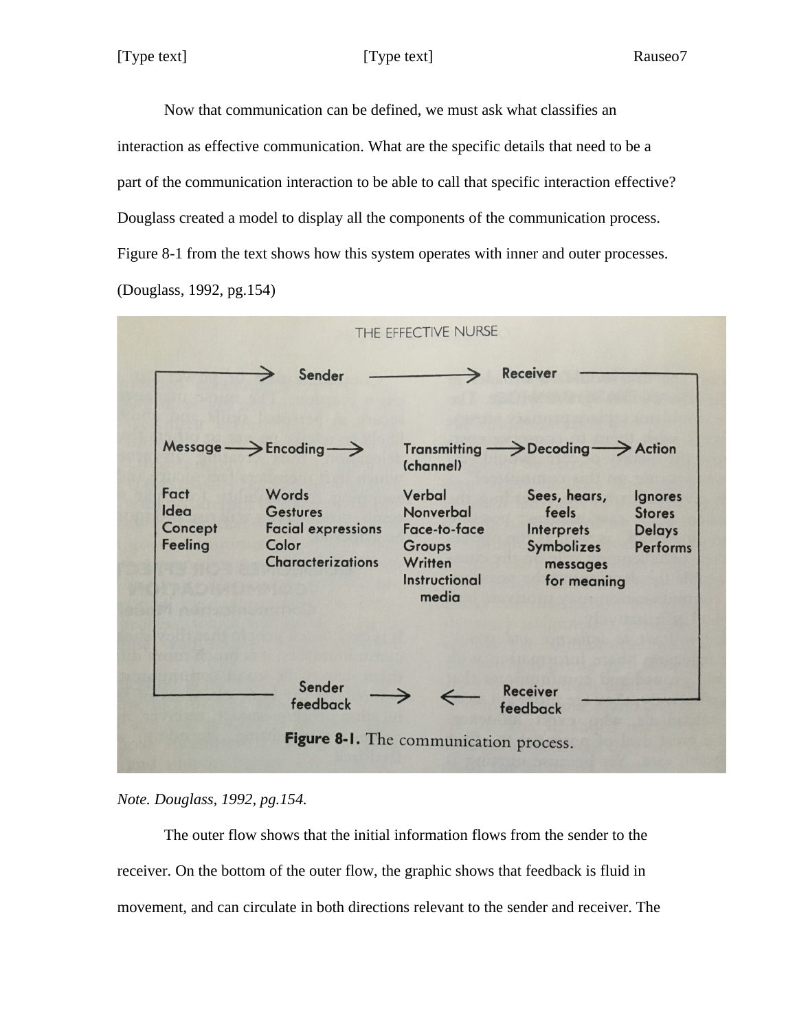Now that communication can be defined, we must ask what classifies an interaction as effective communication. What are the specific details that need to be a part of the communication interaction to be able to call that specific interaction effective? Douglass created a model to display all the components of the communication process. Figure 8-1 from the text shows how this system operates with inner and outer processes. (Douglass, 1992, pg.154)

THE EFFECTIVE NURSE

Sender → Receiver

| Message → | Encoding → | Transmitting (channel) → | Decoding → | Action |
| --- | --- | --- | --- | --- |
| Fact | Words | Verbal | Sees, hears, feels | Ignores |
| Idea | Gestures | Nonverbal | Interprets | Stores |
| Concept | Facial expressions | Face-to-face | Symbolizes messages for meaning | Delays |
| Feeling | Color | Groups | | Performs |
| | Characterizations | Written | | |
| | | Instructional media | | |

Sender feedback → ← Receiver feedback

**Figure 8-1.** The communication process.

*Note. Douglass, 1992, pg.154.*

The outer flow shows that the initial information flows from the sender to the receiver. On the bottom of the outer flow, the graphic shows that feedback is fluid in movement, and can circulate in both directions relevant to the sender and receiver. The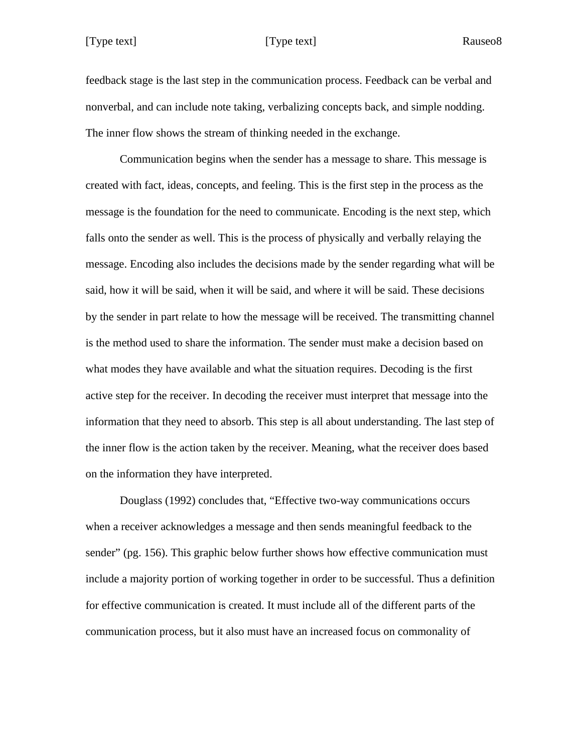feedback stage is the last step in the communication process. Feedback can be verbal and nonverbal, and can include note taking, verbalizing concepts back, and simple nodding. The inner flow shows the stream of thinking needed in the exchange.

Communication begins when the sender has a message to share. This message is created with fact, ideas, concepts, and feeling. This is the first step in the process as the message is the foundation for the need to communicate. Encoding is the next step, which falls onto the sender as well. This is the process of physically and verbally relaying the message. Encoding also includes the decisions made by the sender regarding what will be said, how it will be said, when it will be said, and where it will be said. These decisions by the sender in part relate to how the message will be received. The transmitting channel is the method used to share the information. The sender must make a decision based on what modes they have available and what the situation requires. Decoding is the first active step for the receiver. In decoding the receiver must interpret that message into the information that they need to absorb. This step is all about understanding. The last step of the inner flow is the action taken by the receiver. Meaning, what the receiver does based on the information they have interpreted.

Douglass (1992) concludes that, "Effective two-way communications occurs when a receiver acknowledges a message and then sends meaningful feedback to the sender" (pg. 156). This graphic below further shows how effective communication must include a majority portion of working together in order to be successful. Thus a definition for effective communication is created. It must include all of the different parts of the communication process, but it also must have an increased focus on commonality of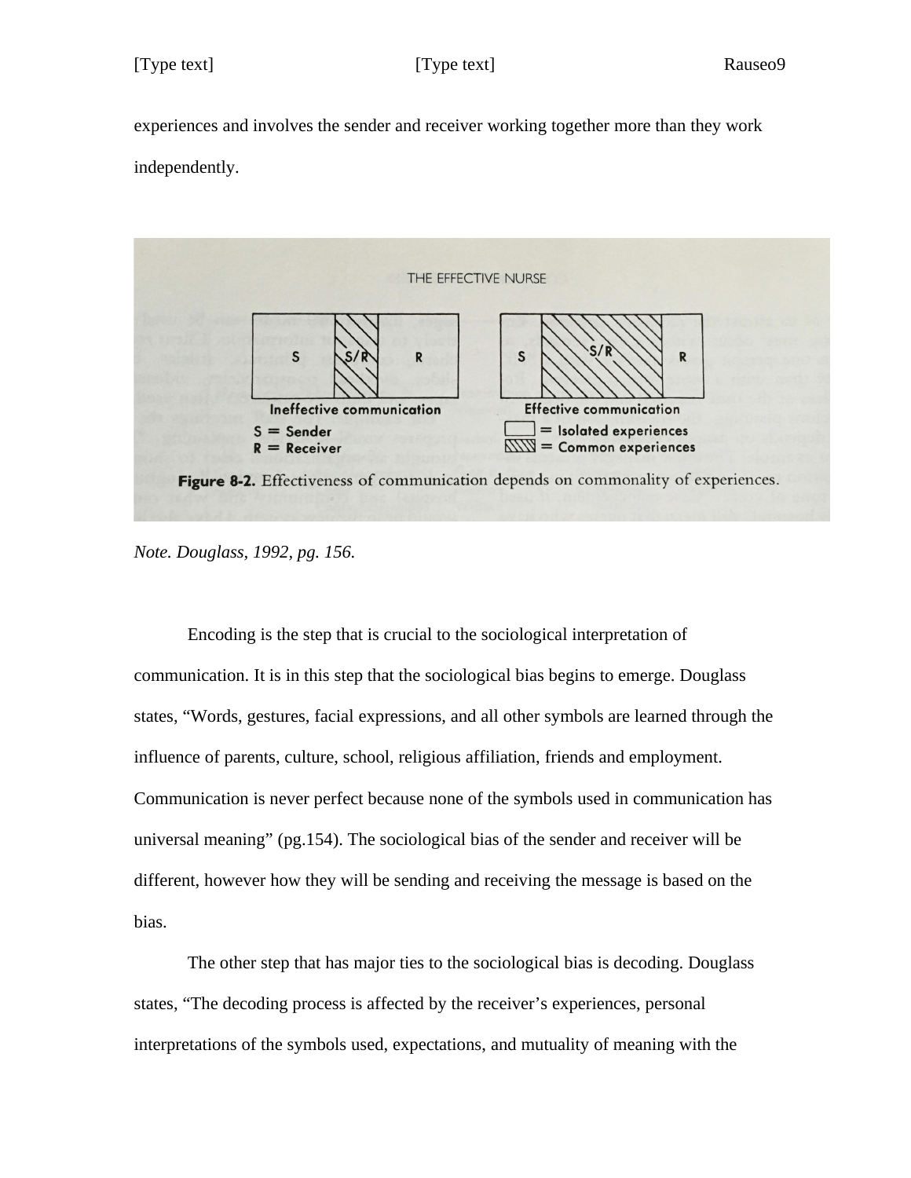experiences and involves the sender and receiver working together more than they work independently.

Figure 8-2. Effectiveness of communication depends on commonality of experiences.

*Note. Douglass, 1992, pg. 156.*

Encoding is the step that is crucial to the sociological interpretation of communication. It is in this step that the sociological bias begins to emerge. Douglass states, "Words, gestures, facial expressions, and all other symbols are learned through the influence of parents, culture, school, religious affiliation, friends and employment. Communication is never perfect because none of the symbols used in communication has universal meaning" (pg.154). The sociological bias of the sender and receiver will be different, however how they will be sending and receiving the message is based on the bias.

The other step that has major ties to the sociological bias is decoding. Douglass states, "The decoding process is affected by the receiver's experiences, personal interpretations of the symbols used, expectations, and mutuality of meaning with the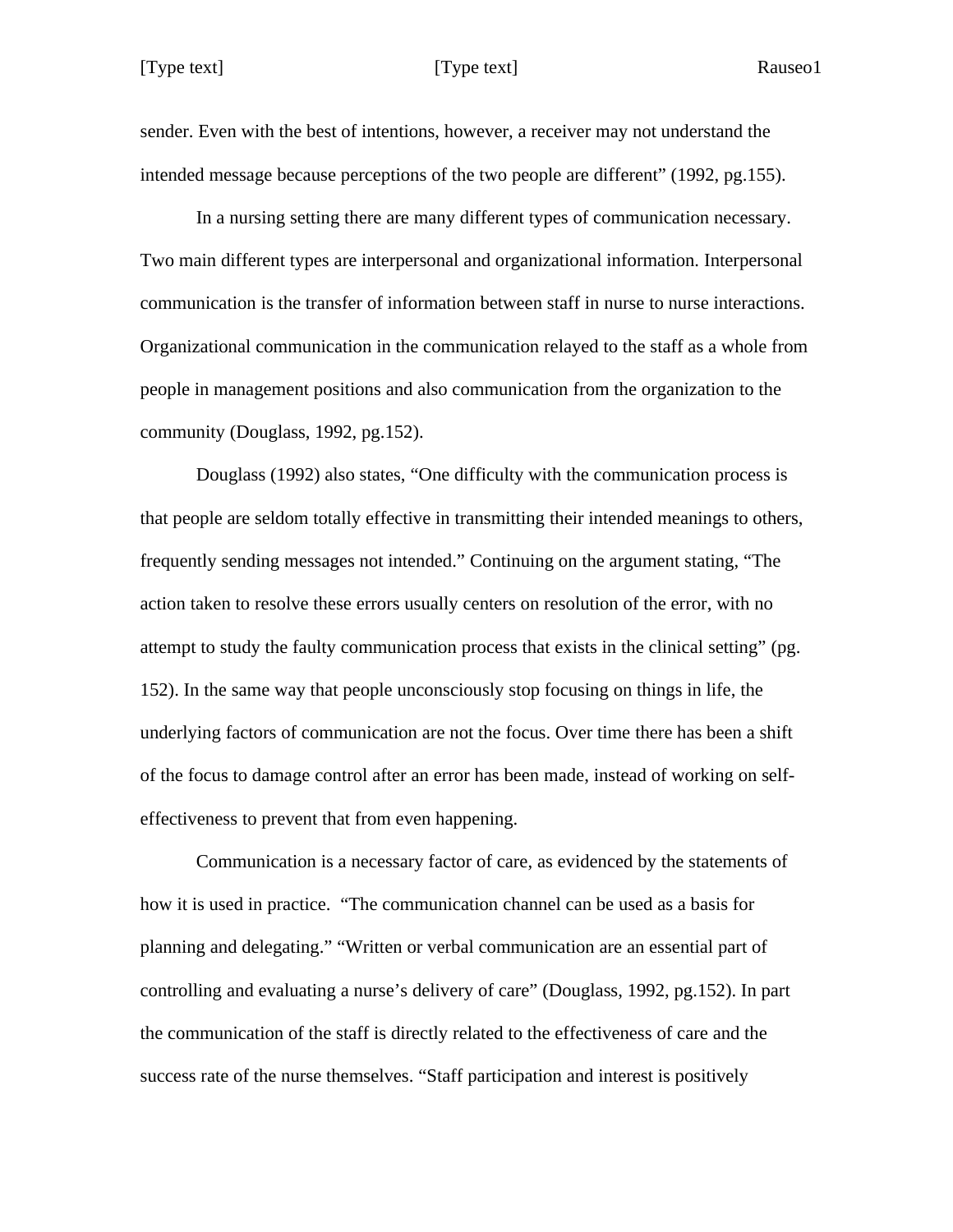sender. Even with the best of intentions, however, a receiver may not understand the intended message because perceptions of the two people are different" (1992, pg.155).

In a nursing setting there are many different types of communication necessary. Two main different types are interpersonal and organizational information. Interpersonal communication is the transfer of information between staff in nurse to nurse interactions. Organizational communication in the communication relayed to the staff as a whole from people in management positions and also communication from the organization to the community (Douglass, 1992, pg.152).

Douglass (1992) also states, "One difficulty with the communication process is that people are seldom totally effective in transmitting their intended meanings to others, frequently sending messages not intended." Continuing on the argument stating, "The action taken to resolve these errors usually centers on resolution of the error, with no attempt to study the faulty communication process that exists in the clinical setting" (pg. 152). In the same way that people unconsciously stop focusing on things in life, the underlying factors of communication are not the focus. Over time there has been a shift of the focus to damage control after an error has been made, instead of working on self-effectiveness to prevent that from even happening.

Communication is a necessary factor of care, as evidenced by the statements of how it is used in practice. "The communication channel can be used as a basis for planning and delegating." "Written or verbal communication are an essential part of controlling and evaluating a nurse's delivery of care" (Douglass, 1992, pg.152). In part the communication of the staff is directly related to the effectiveness of care and the success rate of the nurse themselves. "Staff participation and interest is positively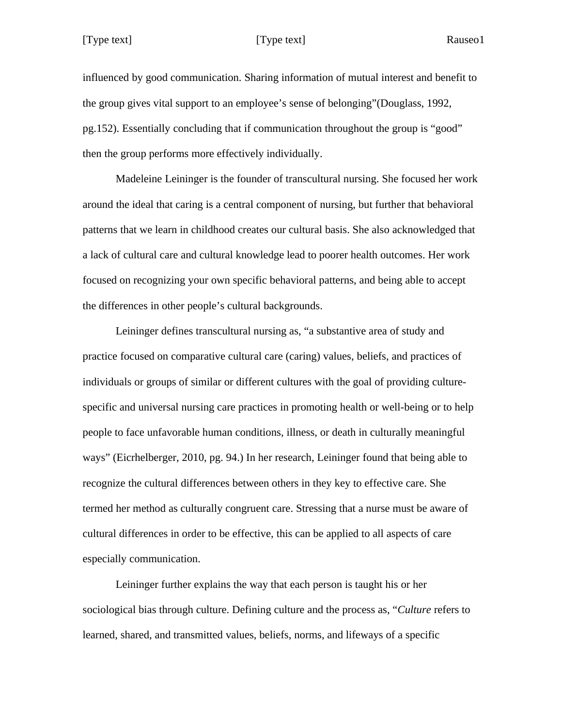influenced by good communication. Sharing information of mutual interest and benefit to the group gives vital support to an employee's sense of belonging"(Douglass, 1992, pg.152). Essentially concluding that if communication throughout the group is "good" then the group performs more effectively individually.

Madeleine Leininger is the founder of transcultural nursing. She focused her work around the ideal that caring is a central component of nursing, but further that behavioral patterns that we learn in childhood creates our cultural basis. She also acknowledged that a lack of cultural care and cultural knowledge lead to poorer health outcomes. Her work focused on recognizing your own specific behavioral patterns, and being able to accept the differences in other people's cultural backgrounds.

Leininger defines transcultural nursing as, "a substantive area of study and practice focused on comparative cultural care (caring) values, beliefs, and practices of individuals or groups of similar or different cultures with the goal of providing culture-specific and universal nursing care practices in promoting health or well-being or to help people to face unfavorable human conditions, illness, or death in culturally meaningful ways" (Eicrhelberger, 2010, pg. 94.) In her research, Leininger found that being able to recognize the cultural differences between others in they key to effective care. She termed her method as culturally congruent care. Stressing that a nurse must be aware of cultural differences in order to be effective, this can be applied to all aspects of care especially communication.

Leininger further explains the way that each person is taught his or her sociological bias through culture. Defining culture and the process as, "*Culture* refers to learned, shared, and transmitted values, beliefs, norms, and lifeways of a specific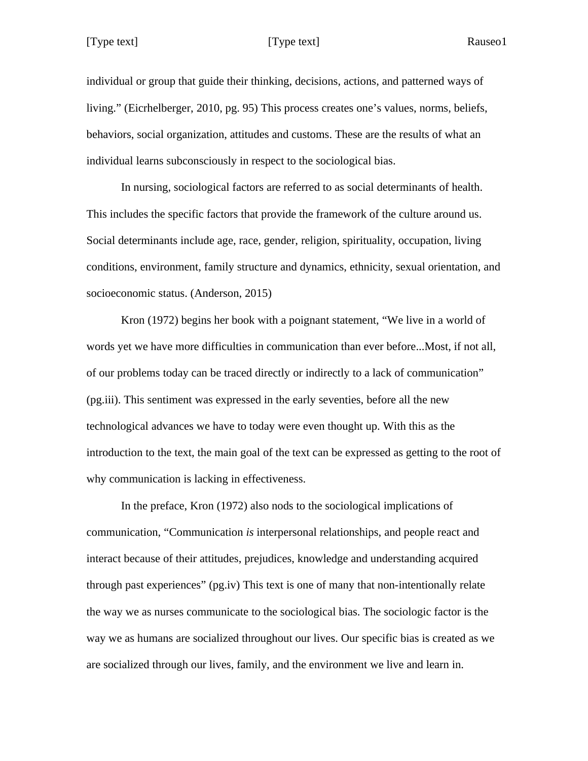individual or group that guide their thinking, decisions, actions, and patterned ways of living.” (Eicrhelberger, 2010, pg. 95) This process creates one’s values, norms, beliefs, behaviors, social organization, attitudes and customs. These are the results of what an individual learns subconsciously in respect to the sociological bias.

In nursing, sociological factors are referred to as social determinants of health. This includes the specific factors that provide the framework of the culture around us. Social determinants include age, race, gender, religion, spirituality, occupation, living conditions, environment, family structure and dynamics, ethnicity, sexual orientation, and socioeconomic status. (Anderson, 2015)

Kron (1972) begins her book with a poignant statement, “We live in a world of words yet we have more difficulties in communication than ever before...Most, if not all, of our problems today can be traced directly or indirectly to a lack of communication” (pg.iii). This sentiment was expressed in the early seventies, before all the new technological advances we have to today were even thought up. With this as the introduction to the text, the main goal of the text can be expressed as getting to the root of why communication is lacking in effectiveness.

In the preface, Kron (1972) also nods to the sociological implications of communication, “Communication *is* interpersonal relationships, and people react and interact because of their attitudes, prejudices, knowledge and understanding acquired through past experiences” (pg.iv) This text is one of many that non-intentionally relate the way we as nurses communicate to the sociological bias. The sociologic factor is the way we as humans are socialized throughout our lives. Our specific bias is created as we are socialized through our lives, family, and the environment we live and learn in.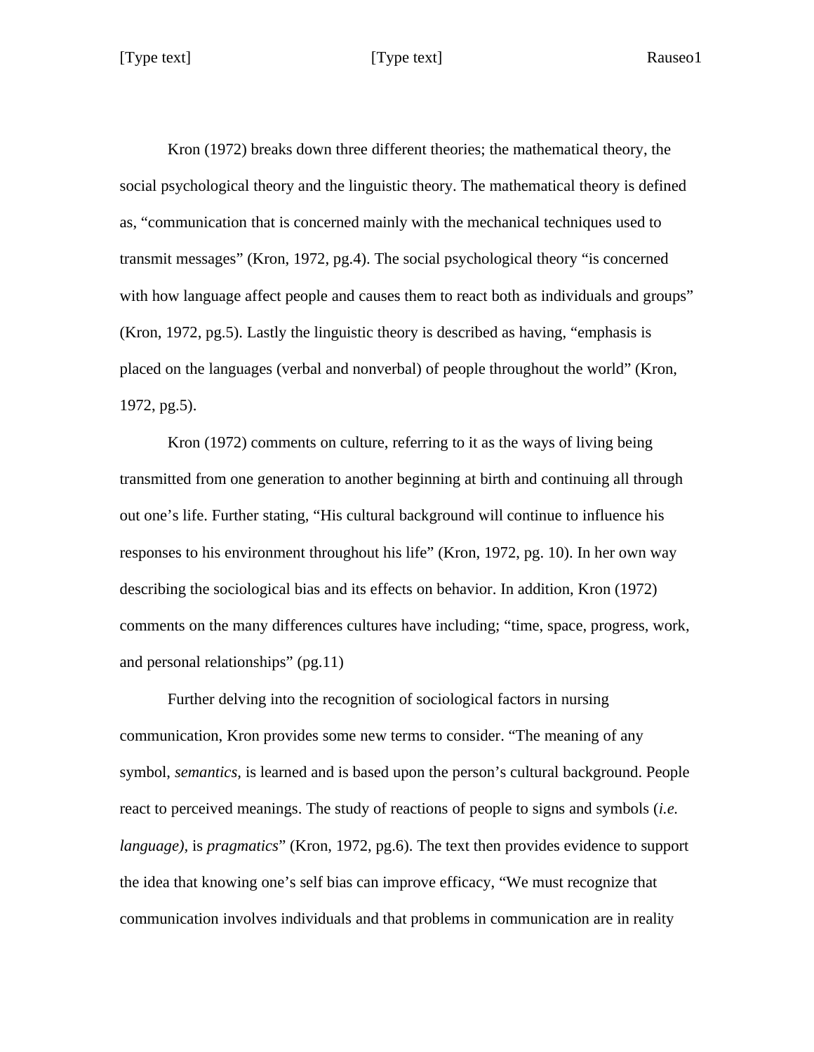Kron (1972) breaks down three different theories; the mathematical theory, the social psychological theory and the linguistic theory. The mathematical theory is defined as, "communication that is concerned mainly with the mechanical techniques used to transmit messages" (Kron, 1972, pg.4). The social psychological theory "is concerned with how language affect people and causes them to react both as individuals and groups" (Kron, 1972, pg.5). Lastly the linguistic theory is described as having, "emphasis is placed on the languages (verbal and nonverbal) of people throughout the world" (Kron, 1972, pg.5).

Kron (1972) comments on culture, referring to it as the ways of living being transmitted from one generation to another beginning at birth and continuing all through out one's life. Further stating, "His cultural background will continue to influence his responses to his environment throughout his life" (Kron, 1972, pg. 10). In her own way describing the sociological bias and its effects on behavior. In addition, Kron (1972) comments on the many differences cultures have including; "time, space, progress, work, and personal relationships" (pg.11)

Further delving into the recognition of sociological factors in nursing communication, Kron provides some new terms to consider. "The meaning of any symbol, *semantics,* is learned and is based upon the person's cultural background. People react to perceived meanings. The study of reactions of people to signs and symbols (*i.e. language),* is *pragmatics*" (Kron, 1972, pg.6). The text then provides evidence to support the idea that knowing one's self bias can improve efficacy, "We must recognize that communication involves individuals and that problems in communication are in reality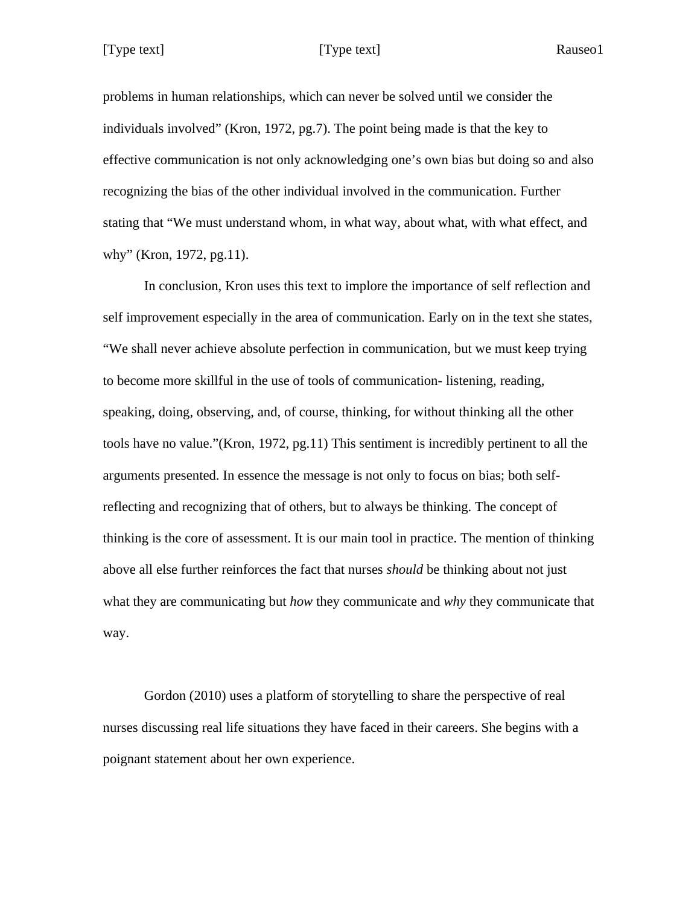problems in human relationships, which can never be solved until we consider the individuals involved" (Kron, 1972, pg.7). The point being made is that the key to effective communication is not only acknowledging one's own bias but doing so and also recognizing the bias of the other individual involved in the communication. Further stating that "We must understand whom, in what way, about what, with what effect, and why" (Kron, 1972, pg.11).

In conclusion, Kron uses this text to implore the importance of self reflection and self improvement especially in the area of communication. Early on in the text she states, "We shall never achieve absolute perfection in communication, but we must keep trying to become more skillful in the use of tools of communication- listening, reading, speaking, doing, observing, and, of course, thinking, for without thinking all the other tools have no value."(Kron, 1972, pg.11) This sentiment is incredibly pertinent to all the arguments presented. In essence the message is not only to focus on bias; both self-reflecting and recognizing that of others, but to always be thinking. The concept of thinking is the core of assessment. It is our main tool in practice. The mention of thinking above all else further reinforces the fact that nurses *should* be thinking about not just what they are communicating but *how* they communicate and *why* they communicate that way.

Gordon (2010) uses a platform of storytelling to share the perspective of real nurses discussing real life situations they have faced in their careers. She begins with a poignant statement about her own experience.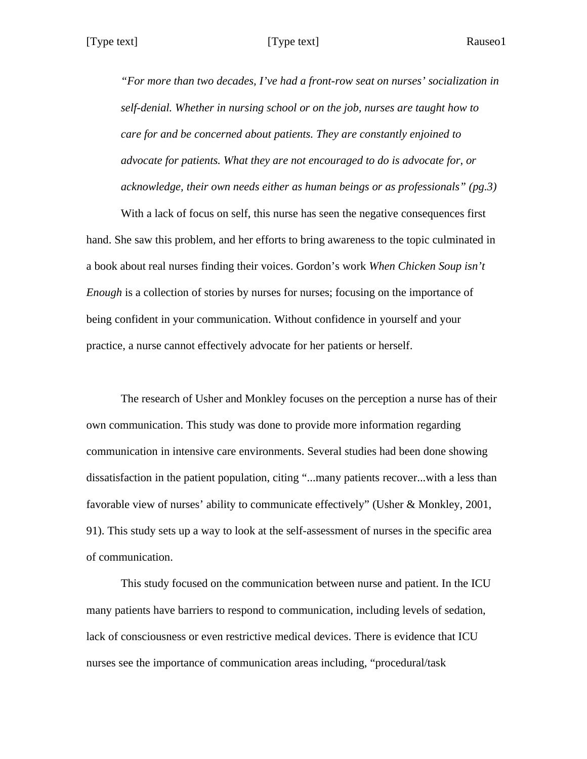> *"For more than two decades, I've had a front-row seat on nurses' socialization in self-denial. Whether in nursing school or on the job, nurses are taught how to care for and be concerned about patients. They are constantly enjoined to advocate for patients. What they are not encouraged to do is advocate for, or acknowledge, their own needs either as human beings or as professionals" (pg.3)*

With a lack of focus on self, this nurse has seen the negative consequences first hand. She saw this problem, and her efforts to bring awareness to the topic culminated in a book about real nurses finding their voices. Gordon's work *When Chicken Soup isn't Enough* is a collection of stories by nurses for nurses; focusing on the importance of being confident in your communication. Without confidence in yourself and your practice, a nurse cannot effectively advocate for her patients or herself.

The research of Usher and Monkley focuses on the perception a nurse has of their own communication. This study was done to provide more information regarding communication in intensive care environments. Several studies had been done showing dissatisfaction in the patient population, citing "...many patients recover...with a less than favorable view of nurses' ability to communicate effectively" (Usher & Monkley, 2001, 91). This study sets up a way to look at the self-assessment of nurses in the specific area of communication.

This study focused on the communication between nurse and patient. In the ICU many patients have barriers to respond to communication, including levels of sedation, lack of consciousness or even restrictive medical devices. There is evidence that ICU nurses see the importance of communication areas including, "procedural/task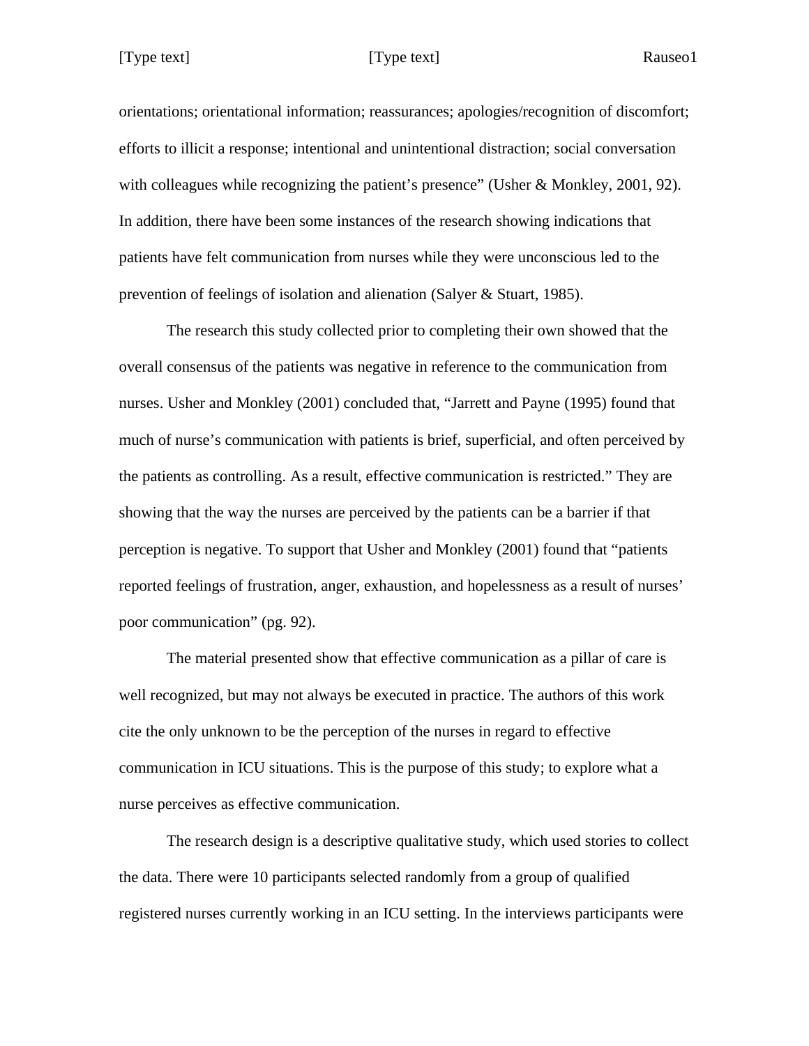orientations; orientational information; reassurances; apologies/recognition of discomfort; efforts to illicit a response; intentional and unintentional distraction; social conversation with colleagues while recognizing the patient's presence" (Usher & Monkley, 2001, 92). In addition, there have been some instances of the research showing indications that patients have felt communication from nurses while they were unconscious led to the prevention of feelings of isolation and alienation (Salyer & Stuart, 1985).

The research this study collected prior to completing their own showed that the overall consensus of the patients was negative in reference to the communication from nurses. Usher and Monkley (2001) concluded that, "Jarrett and Payne (1995) found that much of nurse's communication with patients is brief, superficial, and often perceived by the patients as controlling. As a result, effective communication is restricted." They are showing that the way the nurses are perceived by the patients can be a barrier if that perception is negative. To support that Usher and Monkley (2001) found that "patients reported feelings of frustration, anger, exhaustion, and hopelessness as a result of nurses' poor communication" (pg. 92).

The material presented show that effective communication as a pillar of care is well recognized, but may not always be executed in practice. The authors of this work cite the only unknown to be the perception of the nurses in regard to effective communication in ICU situations. This is the purpose of this study; to explore what a nurse perceives as effective communication.

The research design is a descriptive qualitative study, which used stories to collect the data. There were 10 participants selected randomly from a group of qualified registered nurses currently working in an ICU setting. In the interviews participants were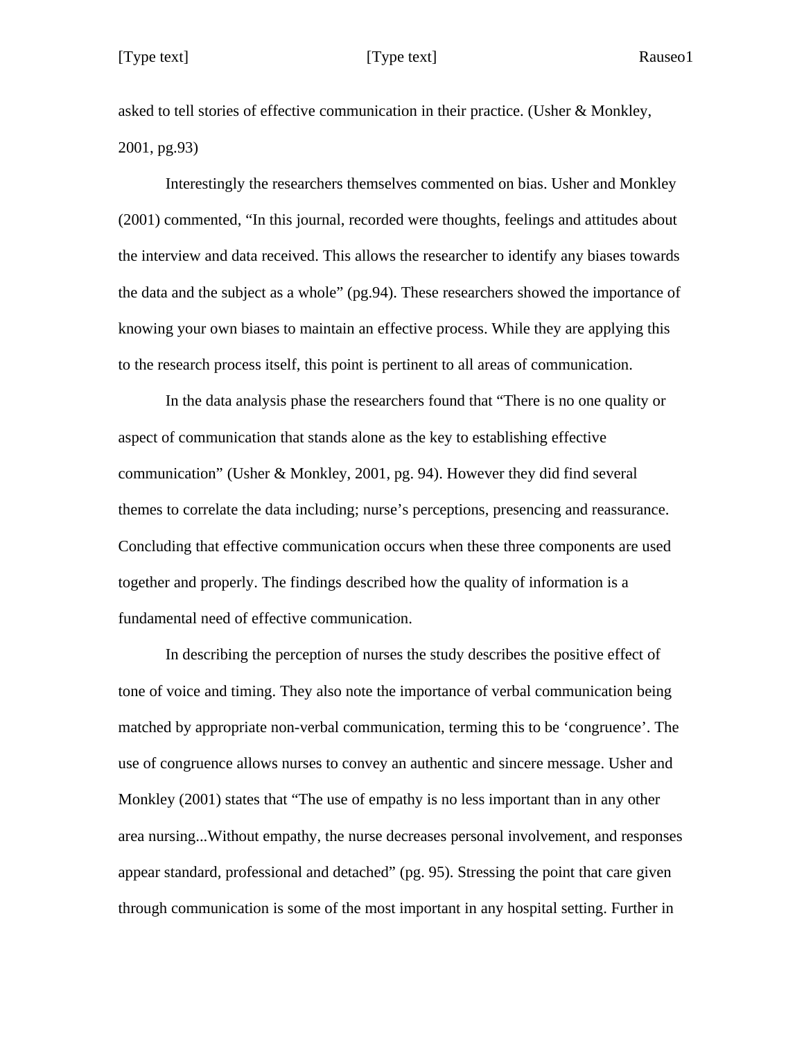asked to tell stories of effective communication in their practice. (Usher & Monkley, 2001, pg.93)

Interestingly the researchers themselves commented on bias. Usher and Monkley (2001) commented, “In this journal, recorded were thoughts, feelings and attitudes about the interview and data received. This allows the researcher to identify any biases towards the data and the subject as a whole” (pg.94). These researchers showed the importance of knowing your own biases to maintain an effective process. While they are applying this to the research process itself, this point is pertinent to all areas of communication.

In the data analysis phase the researchers found that “There is no one quality or aspect of communication that stands alone as the key to establishing effective communication” (Usher & Monkley, 2001, pg. 94). However they did find several themes to correlate the data including; nurse’s perceptions, presencing and reassurance. Concluding that effective communication occurs when these three components are used together and properly. The findings described how the quality of information is a fundamental need of effective communication.

In describing the perception of nurses the study describes the positive effect of tone of voice and timing. They also note the importance of verbal communication being matched by appropriate non-verbal communication, terming this to be ‘congruence’. The use of congruence allows nurses to convey an authentic and sincere message. Usher and Monkley (2001) states that “The use of empathy is no less important than in any other area nursing...Without empathy, the nurse decreases personal involvement, and responses appear standard, professional and detached” (pg. 95). Stressing the point that care given through communication is some of the most important in any hospital setting. Further in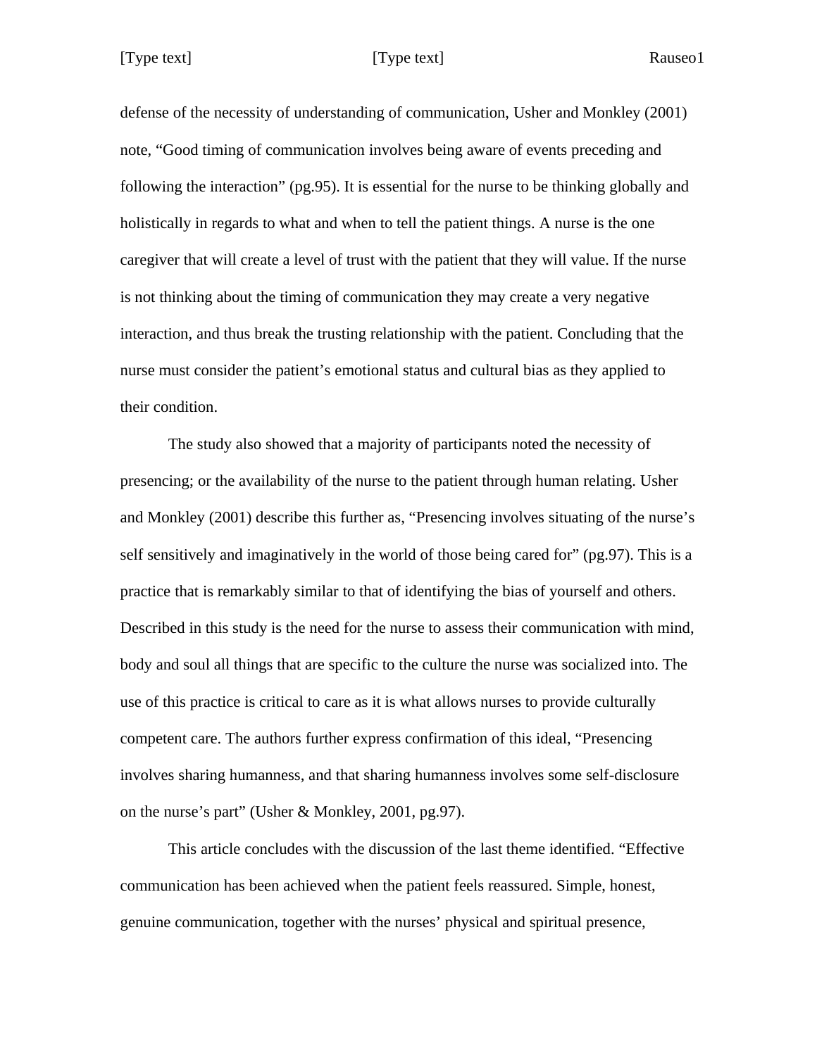defense of the necessity of understanding of communication, Usher and Monkley (2001) note, “Good timing of communication involves being aware of events preceding and following the interaction” (pg.95). It is essential for the nurse to be thinking globally and holistically in regards to what and when to tell the patient things. A nurse is the one caregiver that will create a level of trust with the patient that they will value. If the nurse is not thinking about the timing of communication they may create a very negative interaction, and thus break the trusting relationship with the patient. Concluding that the nurse must consider the patient’s emotional status and cultural bias as they applied to their condition.

The study also showed that a majority of participants noted the necessity of presencing; or the availability of the nurse to the patient through human relating. Usher and Monkley (2001) describe this further as, “Presencing involves situating of the nurse’s self sensitively and imaginatively in the world of those being cared for” (pg.97). This is a practice that is remarkably similar to that of identifying the bias of yourself and others. Described in this study is the need for the nurse to assess their communication with mind, body and soul all things that are specific to the culture the nurse was socialized into. The use of this practice is critical to care as it is what allows nurses to provide culturally competent care. The authors further express confirmation of this ideal, “Presencing involves sharing humanness, and that sharing humanness involves some self-disclosure on the nurse’s part” (Usher & Monkley, 2001, pg.97).

This article concludes with the discussion of the last theme identified. “Effective communication has been achieved when the patient feels reassured. Simple, honest, genuine communication, together with the nurses’ physical and spiritual presence,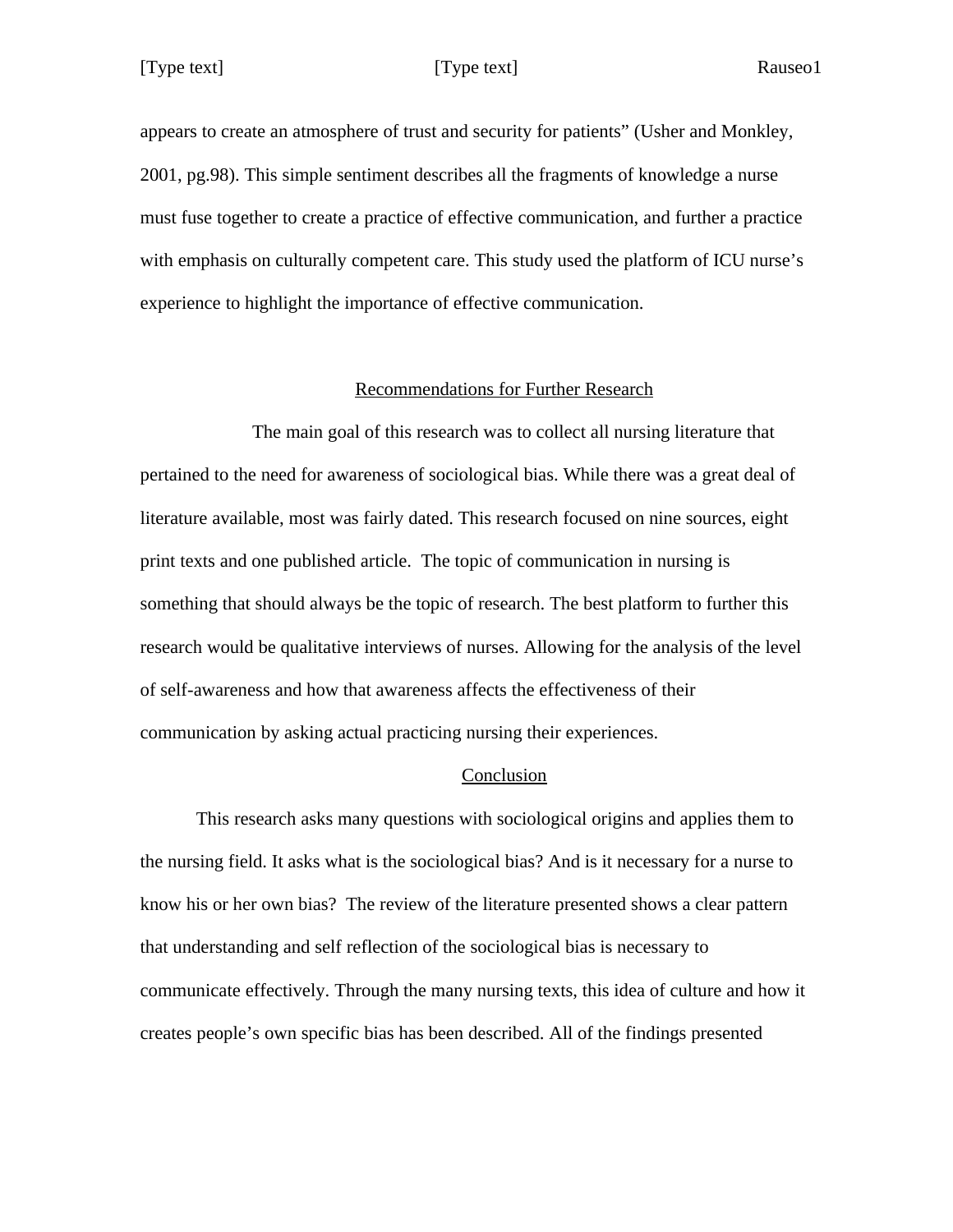appears to create an atmosphere of trust and security for patients" (Usher and Monkley, 2001, pg.98). This simple sentiment describes all the fragments of knowledge a nurse must fuse together to create a practice of effective communication, and further a practice with emphasis on culturally competent care. This study used the platform of ICU nurse's experience to highlight the importance of effective communication.

## Recommendations for Further Research

The main goal of this research was to collect all nursing literature that pertained to the need for awareness of sociological bias. While there was a great deal of literature available, most was fairly dated. This research focused on nine sources, eight print texts and one published article. The topic of communication in nursing is something that should always be the topic of research. The best platform to further this research would be qualitative interviews of nurses. Allowing for the analysis of the level of self-awareness and how that awareness affects the effectiveness of their communication by asking actual practicing nursing their experiences.

## Conclusion

This research asks many questions with sociological origins and applies them to the nursing field. It asks what is the sociological bias? And is it necessary for a nurse to know his or her own bias? The review of the literature presented shows a clear pattern that understanding and self reflection of the sociological bias is necessary to communicate effectively. Through the many nursing texts, this idea of culture and how it creates people's own specific bias has been described. All of the findings presented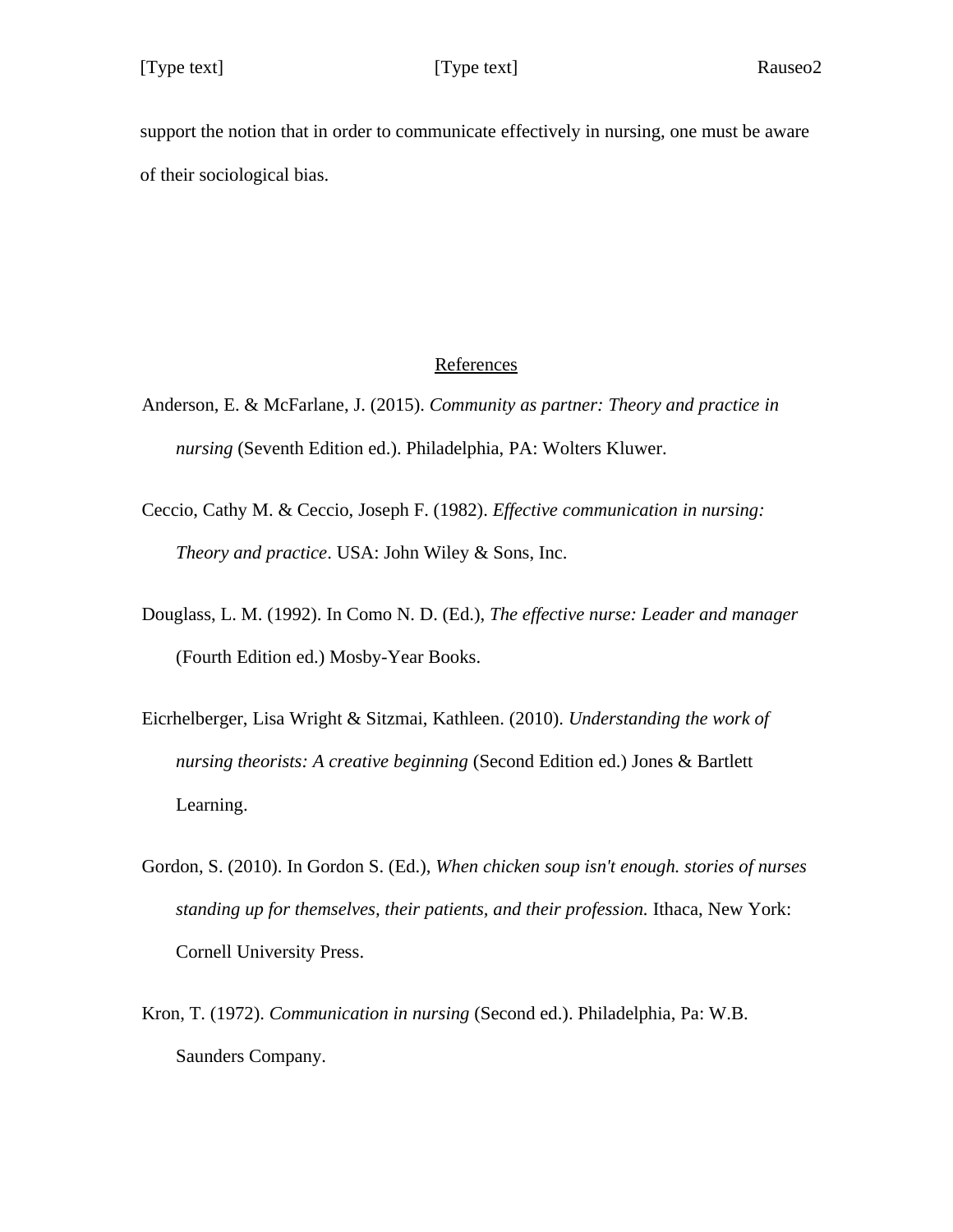support the notion that in order to communicate effectively in nursing, one must be aware of their sociological bias.

## References

Anderson, E. & McFarlane, J. (2015). *Community as partner: Theory and practice in nursing* (Seventh Edition ed.). Philadelphia, PA: Wolters Kluwer.

Ceccio, Cathy M. & Ceccio, Joseph F. (1982). *Effective communication in nursing: Theory and practice*. USA: John Wiley & Sons, Inc.

Douglass, L. M. (1992). In Como N. D. (Ed.), *The effective nurse: Leader and manager* (Fourth Edition ed.) Mosby-Year Books.

Eicrhelberger, Lisa Wright & Sitzmai, Kathleen. (2010). *Understanding the work of nursing theorists: A creative beginning* (Second Edition ed.) Jones & Bartlett Learning.

Gordon, S. (2010). In Gordon S. (Ed.), *When chicken soup isn't enough. stories of nurses standing up for themselves, their patients, and their profession.* Ithaca, New York: Cornell University Press.

Kron, T. (1972). *Communication in nursing* (Second ed.). Philadelphia, Pa: W.B. Saunders Company.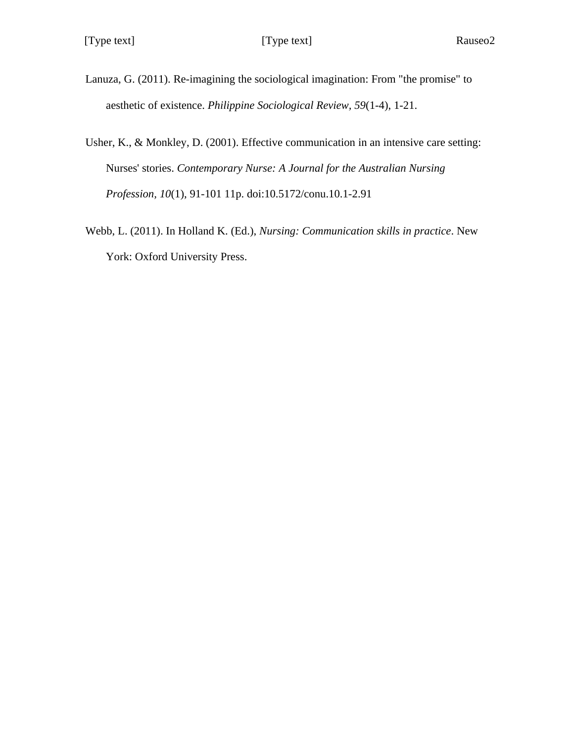Lanuza, G. (2011). Re-imagining the sociological imagination: From "the promise" to aesthetic of existence. *Philippine Sociological Review*, *59*(1-4), 1-21.

Usher, K., & Monkley, D. (2001). Effective communication in an intensive care setting: Nurses' stories. *Contemporary Nurse: A Journal for the Australian Nursing Profession*, *10*(1), 91-101 11p. doi:10.5172/conu.10.1-2.91

Webb, L. (2011). In Holland K. (Ed.), *Nursing: Communication skills in practice*. New York: Oxford University Press.